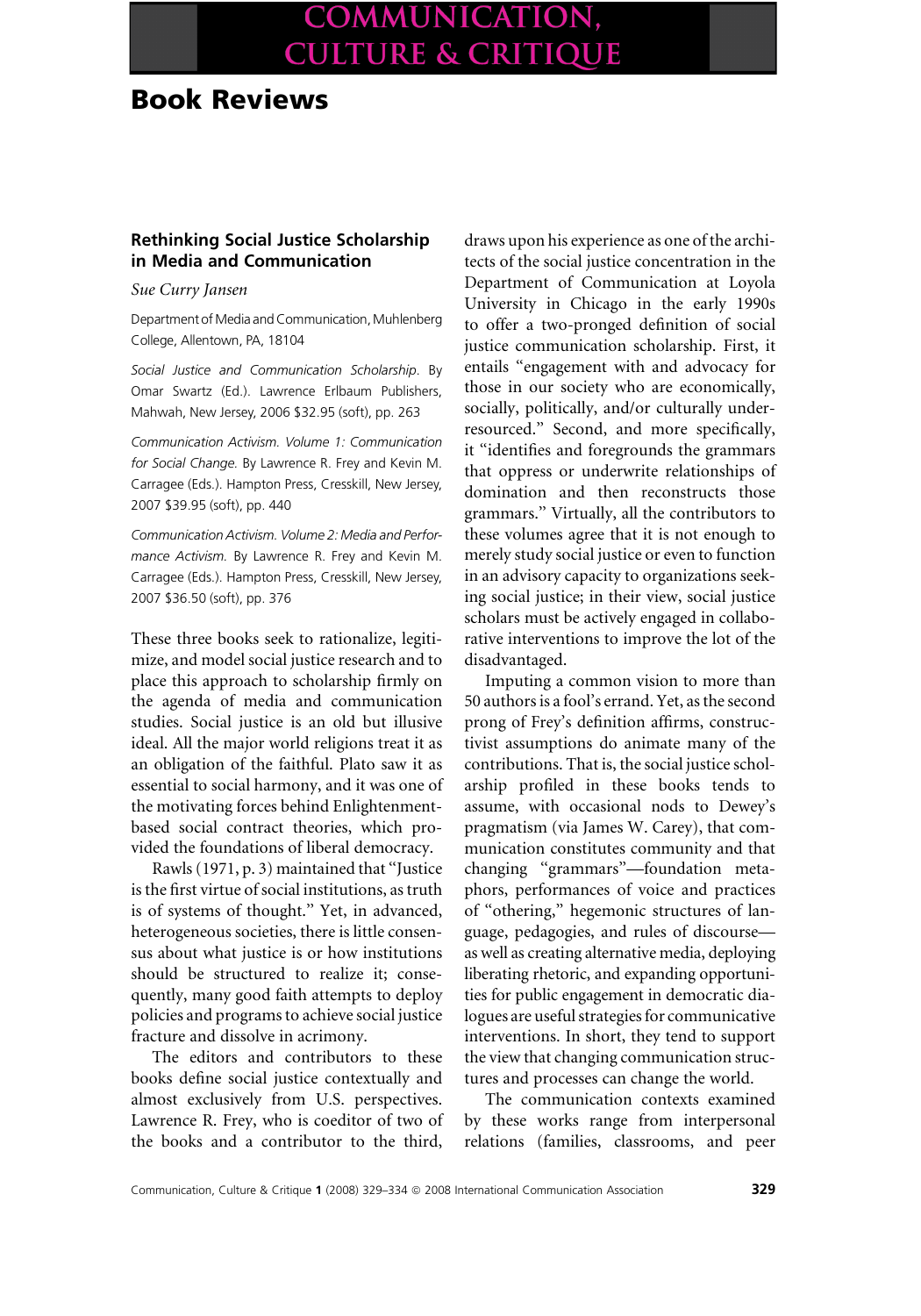# Book Reviews

## Rethinking Social Justice Scholarship in Media and Communication

*Sue Curry Jansen*

Department of Media and Communication, Muhlenberg College, Allentown, PA, 18104

*Social Justice and Communication Scholarship*. By Omar Swartz (Ed.). Lawrence Erlbaum Publishers, Mahwah, New Jersey, 2006 $32.95 (soft), pp. 263

*Communication Activism. Volume 1: Communication for Social Change*. By Lawrence R. Frey and Kevin M. Carragee (Eds.). Hampton Press, Cresskill, New Jersey, 2007 $39.95 (soft), pp. 440

*Communication Activism. Volume 2: Media and Performance Activism*. By Lawrence R. Frey and Kevin M. Carragee (Eds.). Hampton Press, Cresskill, New Jersey, 2007 $36.50 (soft), pp. 376

These three books seek to rationalize, legitimize, and model social justice research and to place this approach to scholarship firmly on the agenda of media and communication studies. Social justice is an old but illusive ideal. All the major world religions treat it as an obligation of the faithful. Plato saw it as essential to social harmony, and it was one of the motivating forces behind Enlightenment-based social contract theories, which provided the foundations of liberal democracy.

Rawls (1971, p. 3) maintained that "Justice is the first virtue of social institutions, as truth is of systems of thought." Yet, in advanced, heterogeneous societies, there is little consensus about what justice is or how institutions should be structured to realize it; consequently, many good faith attempts to deploy policies and programs to achieve social justice fracture and dissolve in acrimony.

The editors and contributors to these books define social justice contextually and almost exclusively from U.S. perspectives. Lawrence R. Frey, who is coeditor of two of the books and a contributor to the third, draws upon his experience as one of the architects of the social justice concentration in the Department of Communication at Loyola University in Chicago in the early 1990s to offer a two-pronged definition of social justice communication scholarship. First, it entails "engagement with and advocacy for those in our society who are economically, socially, politically, and/or culturally under-resourced." Second, and more specifically, it "identifies and foregrounds the grammars that oppress or underwrite relationships of domination and then reconstructs those grammars." Virtually, all the contributors to these volumes agree that it is not enough to merely study social justice or even to function in an advisory capacity to organizations seeking social justice; in their view, social justice scholars must be actively engaged in collaborative interventions to improve the lot of the disadvantaged.

Imputing a common vision to more than 50 authors is a fool's errand. Yet, as the second prong of Frey's definition affirms, constructivist assumptions do animate many of the contributions. That is, the social justice scholarship profiled in these books tends to assume, with occasional nods to Dewey's pragmatism (via James W. Carey), that communication constitutes community and that changing "grammars"—foundation metaphors, performances of voice and practices of "othering," hegemonic structures of language, pedagogies, and rules of discourse—as well as creating alternative media, deploying liberating rhetoric, and expanding opportunities for public engagement in democratic dialogues are useful strategies for communicative interventions. In short, they tend to support the view that changing communication structures and processes can change the world.

The communication contexts examined by these works range from interpersonal relations (families, classrooms, and peer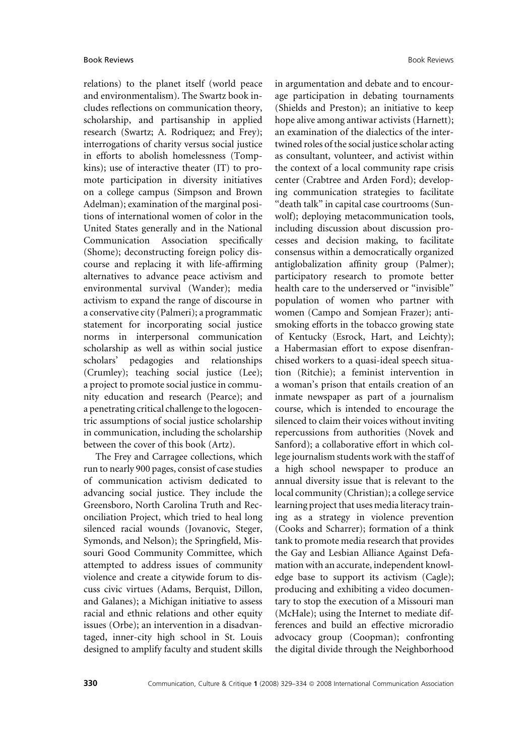relations) to the planet itself (world peace and environmentalism). The Swartz book includes reflections on communication theory, scholarship, and partisanship in applied research (Swartz; A. Rodriquez; and Frey); interrogations of charity versus social justice in efforts to abolish homelessness (Tompkins); use of interactive theater (IT) to promote participation in diversity initiatives on a college campus (Simpson and Brown Adelman); examination of the marginal positions of international women of color in the United States generally and in the National Communication Association specifically (Shome); deconstructing foreign policy discourse and replacing it with life-affirming alternatives to advance peace activism and environmental survival (Wander); media activism to expand the range of discourse in a conservative city (Palmeri); a programmatic statement for incorporating social justice norms in interpersonal communication scholarship as well as within social justice scholars' pedagogies and relationships (Crumley); teaching social justice (Lee); a project to promote social justice in community education and research (Pearce); and a penetrating critical challenge to the logocentric assumptions of social justice scholarship in communication, including the scholarship between the cover of this book (Artz).

The Frey and Carragee collections, which run to nearly 900 pages, consist of case studies of communication activism dedicated to advancing social justice. They include the Greensboro, North Carolina Truth and Reconciliation Project, which tried to heal long silenced racial wounds (Jovanovic, Steger, Symonds, and Nelson); the Springfield, Missouri Good Community Committee, which attempted to address issues of community violence and create a citywide forum to discuss civic virtues (Adams, Berquist, Dillon, and Galanes); a Michigan initiative to assess racial and ethnic relations and other equity issues (Orbe); an intervention in a disadvantaged, inner-city high school in St. Louis designed to amplify faculty and student skills in argumentation and debate and to encourage participation in debating tournaments (Shields and Preston); an initiative to keep hope alive among antiwar activists (Harnett); an examination of the dialectics of the intertwined roles of the social justice scholar acting as consultant, volunteer, and activist within the context of a local community rape crisis center (Crabtree and Arden Ford); developing communication strategies to facilitate "death talk" in capital case courtrooms (Sunwolf); deploying metacommunication tools, including discussion about discussion processes and decision making, to facilitate consensus within a democratically organized antiglobalization affinity group (Palmer); participatory research to promote better health care to the underserved or "invisible" population of women who partner with women (Campo and Somjean Frazer); antismoking efforts in the tobacco growing state of Kentucky (Esrock, Hart, and Leichty); a Habermasian effort to expose disenfranchised workers to a quasi-ideal speech situation (Ritchie); a feminist intervention in a woman's prison that entails creation of an inmate newspaper as part of a journalism course, which is intended to encourage the silenced to claim their voices without inviting repercussions from authorities (Novek and Sanford); a collaborative effort in which college journalism students work with the staff of a high school newspaper to produce an annual diversity issue that is relevant to the local community (Christian); a college service learning project that uses media literacy training as a strategy in violence prevention (Cooks and Scharrer); formation of a think tank to promote media research that provides the Gay and Lesbian Alliance Against Defamation with an accurate, independent knowledge base to support its activism (Cagle); producing and exhibiting a video documentary to stop the execution of a Missouri man (McHale); using the Internet to mediate differences and build an effective microradio advocacy group (Coopman); confronting the digital divide through the Neighborhood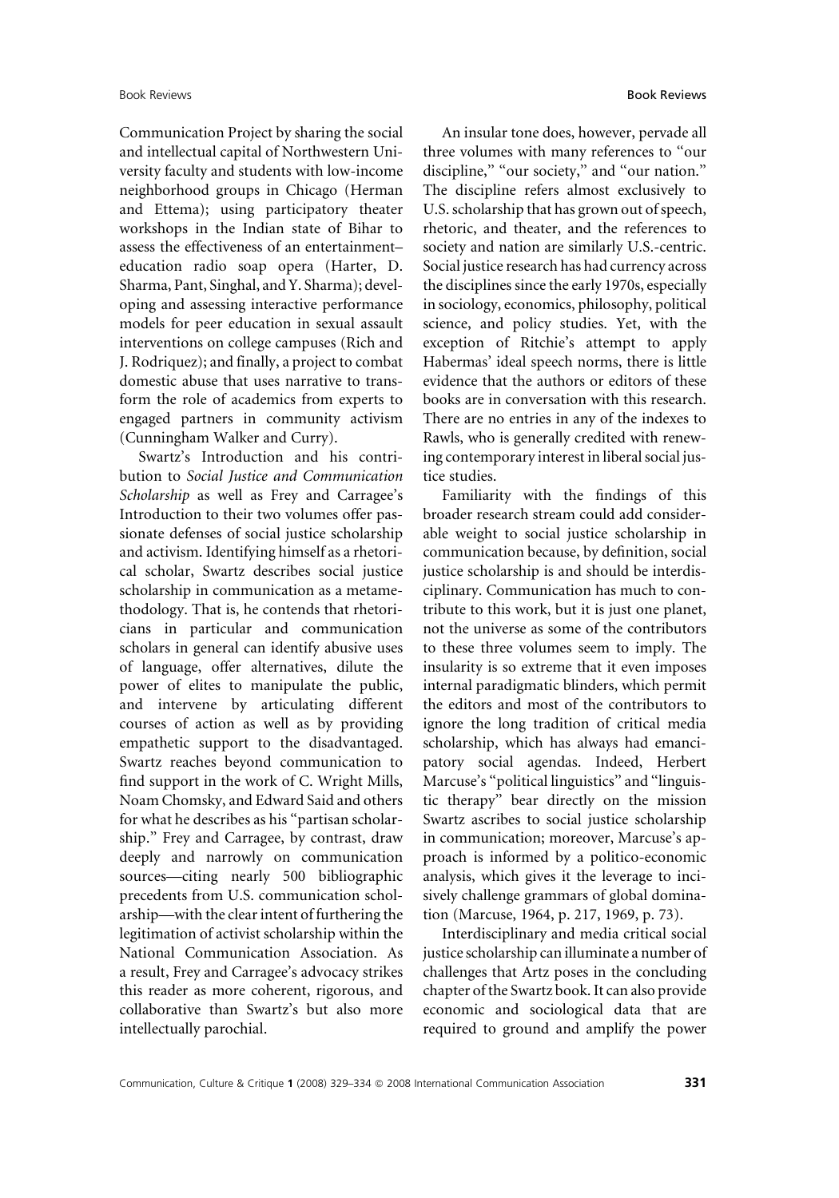Communication Project by sharing the social and intellectual capital of Northwestern University faculty and students with low-income neighborhood groups in Chicago (Herman and Ettema); using participatory theater workshops in the Indian state of Bihar to assess the effectiveness of an entertainment–education radio soap opera (Harter, D. Sharma, Pant, Singhal, and Y. Sharma); developing and assessing interactive performance models for peer education in sexual assault interventions on college campuses (Rich and J. Rodriquez); and finally, a project to combat domestic abuse that uses narrative to transform the role of academics from experts to engaged partners in community activism (Cunningham Walker and Curry).

Swartz's Introduction and his contribution to *Social Justice and Communication Scholarship* as well as Frey and Carragee's Introduction to their two volumes offer passionate defenses of social justice scholarship and activism. Identifying himself as a rhetorical scholar, Swartz describes social justice scholarship in communication as a metamethodology. That is, he contends that rhetoricians in particular and communication scholars in general can identify abusive uses of language, offer alternatives, dilute the power of elites to manipulate the public, and intervene by articulating different courses of action as well as by providing empathetic support to the disadvantaged. Swartz reaches beyond communication to find support in the work of C. Wright Mills, Noam Chomsky, and Edward Said and others for what he describes as his "partisan scholarship." Frey and Carragee, by contrast, draw deeply and narrowly on communication sources—citing nearly 500 bibliographic precedents from U.S. communication scholarship—with the clear intent of furthering the legitimation of activist scholarship within the National Communication Association. As a result, Frey and Carragee's advocacy strikes this reader as more coherent, rigorous, and collaborative than Swartz's but also more intellectually parochial.

An insular tone does, however, pervade all three volumes with many references to "our discipline," "our society," and "our nation." The discipline refers almost exclusively to U.S. scholarship that has grown out of speech, rhetoric, and theater, and the references to society and nation are similarly U.S.-centric. Social justice research has had currency across the disciplines since the early 1970s, especially in sociology, economics, philosophy, political science, and policy studies. Yet, with the exception of Ritchie's attempt to apply Habermas' ideal speech norms, there is little evidence that the authors or editors of these books are in conversation with this research. There are no entries in any of the indexes to Rawls, who is generally credited with renewing contemporary interest in liberal social justice studies.

Familiarity with the findings of this broader research stream could add considerable weight to social justice scholarship in communication because, by definition, social justice scholarship is and should be interdisciplinary. Communication has much to contribute to this work, but it is just one planet, not the universe as some of the contributors to these three volumes seem to imply. The insularity is so extreme that it even imposes internal paradigmatic blinders, which permit the editors and most of the contributors to ignore the long tradition of critical media scholarship, which has always had emancipatory social agendas. Indeed, Herbert Marcuse's "political linguistics" and "linguistic therapy" bear directly on the mission Swartz ascribes to social justice scholarship in communication; moreover, Marcuse's approach is informed by a politico-economic analysis, which gives it the leverage to incisively challenge grammars of global domination (Marcuse, 1964, p. 217, 1969, p. 73).

Interdisciplinary and media critical social justice scholarship can illuminate a number of challenges that Artz poses in the concluding chapter of the Swartz book. It can also provide economic and sociological data that are required to ground and amplify the power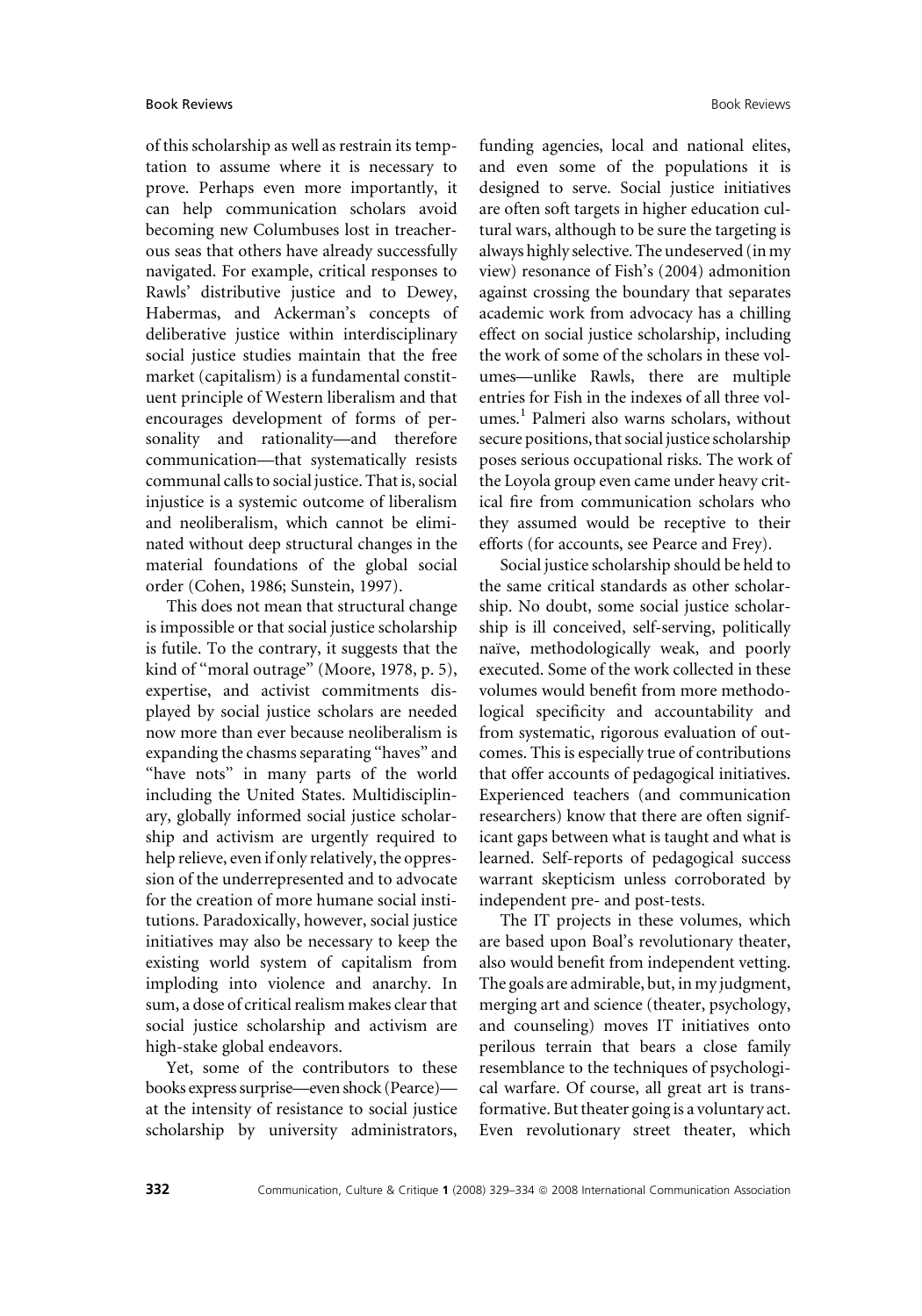of this scholarship as well as restrain its temptation to assume where it is necessary to prove. Perhaps even more importantly, it can help communication scholars avoid becoming new Columbuses lost in treacherous seas that others have already successfully navigated. For example, critical responses to Rawls' distributive justice and to Dewey, Habermas, and Ackerman's concepts of deliberative justice within interdisciplinary social justice studies maintain that the free market (capitalism) is a fundamental constituent principle of Western liberalism and that encourages development of forms of personality and rationality—and therefore communication—that systematically resists communal calls to social justice. That is, social injustice is a systemic outcome of liberalism and neoliberalism, which cannot be eliminated without deep structural changes in the material foundations of the global social order (Cohen, 1986; Sunstein, 1997).

This does not mean that structural change is impossible or that social justice scholarship is futile. To the contrary, it suggests that the kind of "moral outrage" (Moore, 1978, p. 5), expertise, and activist commitments displayed by social justice scholars are needed now more than ever because neoliberalism is expanding the chasms separating "haves" and "have nots" in many parts of the world including the United States. Multidisciplinary, globally informed social justice scholarship and activism are urgently required to help relieve, even if only relatively, the oppression of the underrepresented and to advocate for the creation of more humane social institutions. Paradoxically, however, social justice initiatives may also be necessary to keep the existing world system of capitalism from imploding into violence and anarchy. In sum, a dose of critical realism makes clear that social justice scholarship and activism are high-stake global endeavors.

Yet, some of the contributors to these books express surprise—even shock (Pearce)—at the intensity of resistance to social justice scholarship by university administrators, funding agencies, local and national elites, and even some of the populations it is designed to serve. Social justice initiatives are often soft targets in higher education cultural wars, although to be sure the targeting is always highly selective. The undeserved (in my view) resonance of Fish's (2004) admonition against crossing the boundary that separates academic work from advocacy has a chilling effect on social justice scholarship, including the work of some of the scholars in these volumes—unlike Rawls, there are multiple entries for Fish in the indexes of all three volumes.[1] Palmeri also warns scholars, without secure positions, that social justice scholarship poses serious occupational risks. The work of the Loyola group even came under heavy critical fire from communication scholars who they assumed would be receptive to their efforts (for accounts, see Pearce and Frey).

Social justice scholarship should be held to the same critical standards as other scholarship. No doubt, some social justice scholarship is ill conceived, self-serving, politically naïve, methodologically weak, and poorly executed. Some of the work collected in these volumes would benefit from more methodological specificity and accountability and from systematic, rigorous evaluation of outcomes. This is especially true of contributions that offer accounts of pedagogical initiatives. Experienced teachers (and communication researchers) know that there are often significant gaps between what is taught and what is learned. Self-reports of pedagogical success warrant skepticism unless corroborated by independent pre- and post-tests.

The IT projects in these volumes, which are based upon Boal's revolutionary theater, also would benefit from independent vetting. The goals are admirable, but, in my judgment, merging art and science (theater, psychology, and counseling) moves IT initiatives onto perilous terrain that bears a close family resemblance to the techniques of psychological warfare. Of course, all great art is transformative. But theater going is a voluntary act. Even revolutionary street theater, which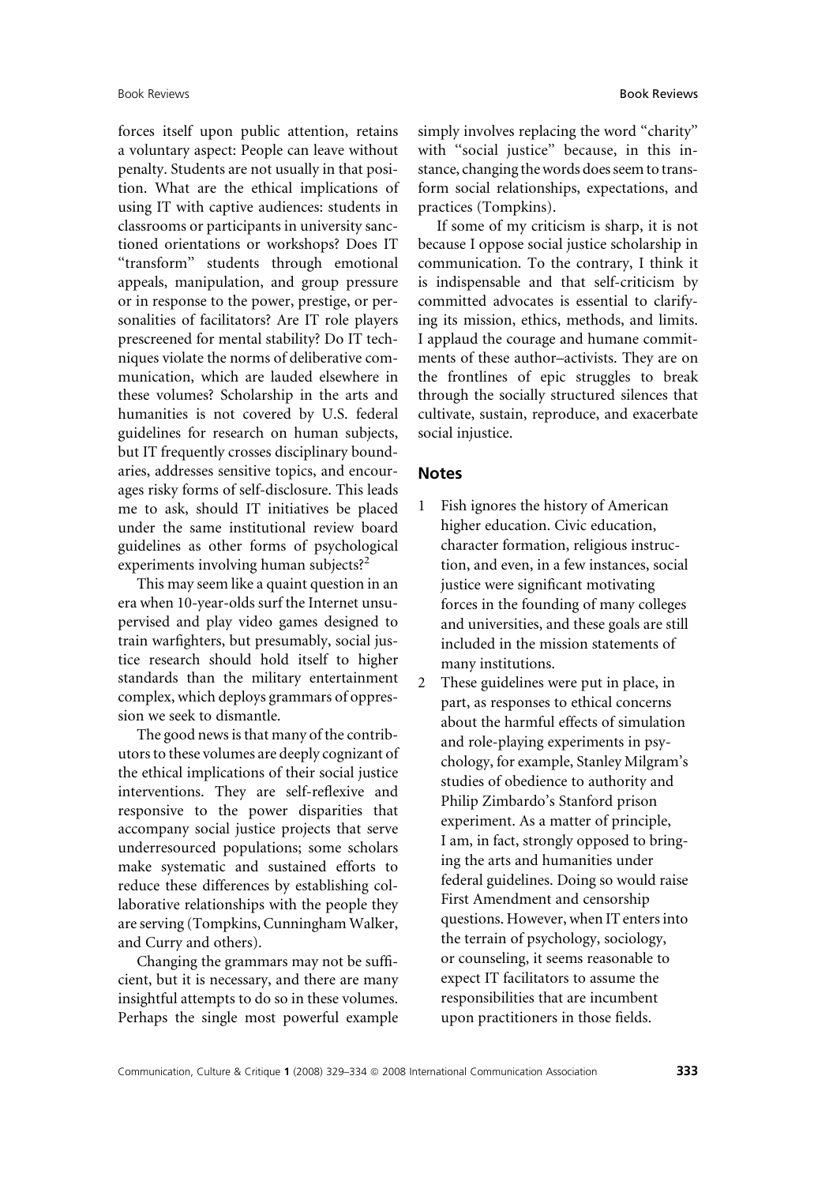forces itself upon public attention, retains a voluntary aspect: People can leave without penalty. Students are not usually in that position. What are the ethical implications of using IT with captive audiences: students in classrooms or participants in university sanctioned orientations or workshops? Does IT "transform" students through emotional appeals, manipulation, and group pressure or in response to the power, prestige, or personalities of facilitators? Are IT role players prescreened for mental stability? Do IT techniques violate the norms of deliberative communication, which are lauded elsewhere in these volumes? Scholarship in the arts and humanities is not covered by U.S. federal guidelines for research on human subjects, but IT frequently crosses disciplinary boundaries, addresses sensitive topics, and encourages risky forms of self-disclosure. This leads me to ask, should IT initiatives be placed under the same institutional review board guidelines as other forms of psychological experiments involving human subjects?[2]

This may seem like a quaint question in an era when 10-year-olds surf the Internet unsupervised and play video games designed to train warfighters, but presumably, social justice research should hold itself to higher standards than the military entertainment complex, which deploys grammars of oppression we seek to dismantle.

The good news is that many of the contributors to these volumes are deeply cognizant of the ethical implications of their social justice interventions. They are self-reflexive and responsive to the power disparities that accompany social justice projects that serve underresourced populations; some scholars make systematic and sustained efforts to reduce these differences by establishing collaborative relationships with the people they are serving (Tompkins, Cunningham Walker, and Curry and others).

Changing the grammars may not be sufficient, but it is necessary, and there are many insightful attempts to do so in these volumes. Perhaps the single most powerful example simply involves replacing the word "charity" with "social justice" because, in this instance, changing the words does seem to transform social relationships, expectations, and practices (Tompkins).

If some of my criticism is sharp, it is not because I oppose social justice scholarship in communication. To the contrary, I think it is indispensable and that self-criticism by committed advocates is essential to clarifying its mission, ethics, methods, and limits. I applaud the courage and humane commitments of these author–activists. They are on the frontlines of epic struggles to break through the socially structured silences that cultivate, sustain, reproduce, and exacerbate social injustice.

## Notes

1. Fish ignores the history of American higher education. Civic education, character formation, religious instruction, and even, in a few instances, social justice were significant motivating forces in the founding of many colleges and universities, and these goals are still included in the mission statements of many institutions.
2. These guidelines were put in place, in part, as responses to ethical concerns about the harmful effects of simulation and role-playing experiments in psychology, for example, Stanley Milgram's studies of obedience to authority and Philip Zimbardo's Stanford prison experiment. As a matter of principle, I am, in fact, strongly opposed to bringing the arts and humanities under federal guidelines. Doing so would raise First Amendment and censorship questions. However, when IT enters into the terrain of psychology, sociology, or counseling, it seems reasonable to expect IT facilitators to assume the responsibilities that are incumbent upon practitioners in those fields.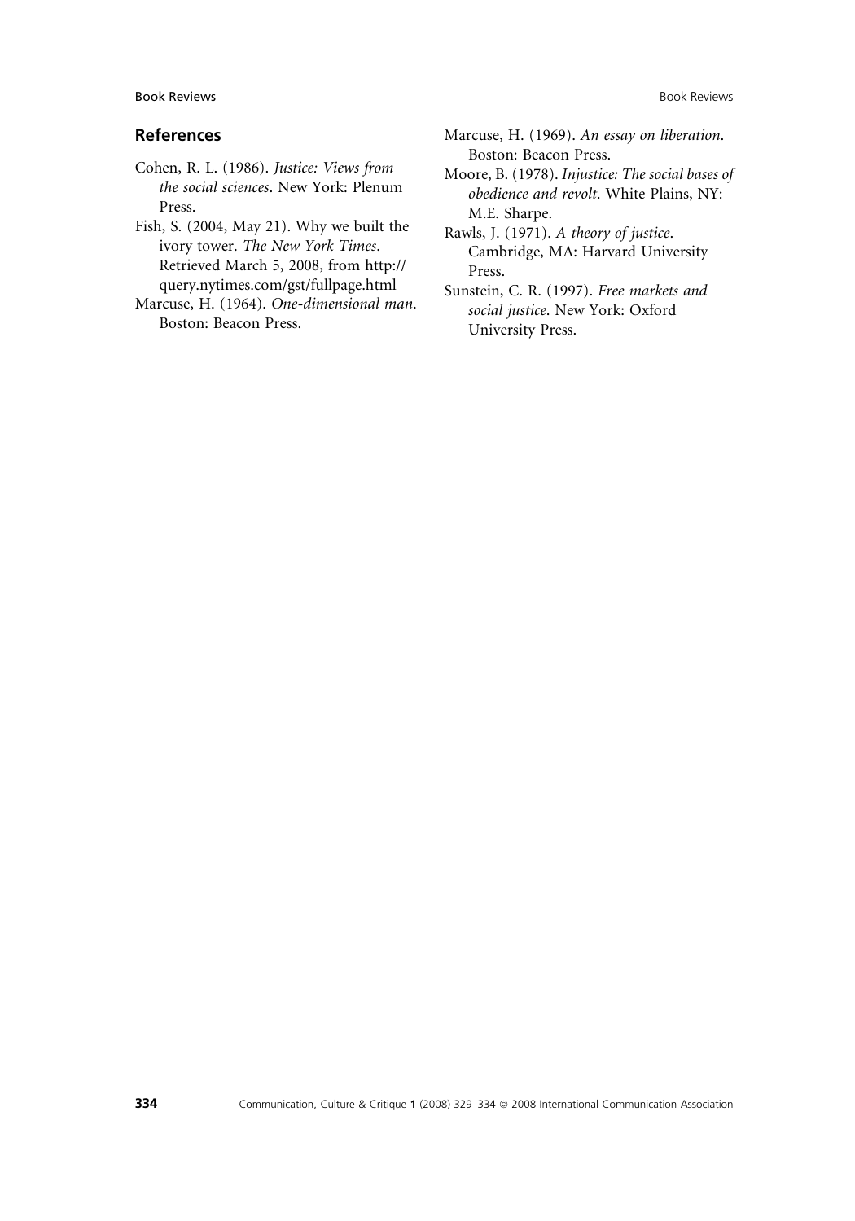## References

Cohen, R. L. (1986). *Justice: Views from the social sciences*. New York: Plenum Press.

Fish, S. (2004, May 21). Why we built the ivory tower. *The New York Times*. Retrieved March 5, 2008, from http://query.nytimes.com/gst/fullpage.html

Marcuse, H. (1964). *One-dimensional man*. Boston: Beacon Press.

Marcuse, H. (1969). *An essay on liberation*. Boston: Beacon Press.

Moore, B. (1978). *Injustice: The social bases of obedience and revolt*. White Plains, NY: M.E. Sharpe.

Rawls, J. (1971). *A theory of justice*. Cambridge, MA: Harvard University Press.

Sunstein, C. R. (1997). *Free markets and social justice*. New York: Oxford University Press.